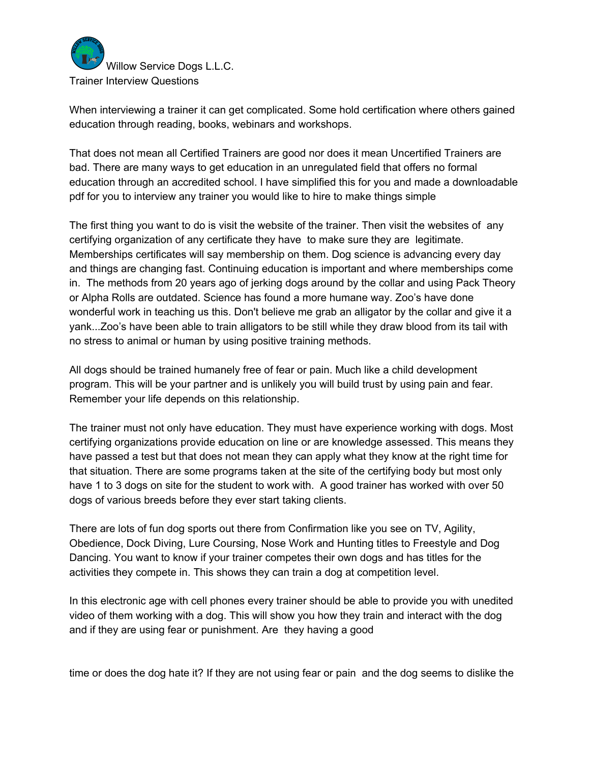Willow Service Dogs L.L.C.
Trainer Interview Questions

When interviewing a trainer it can get complicated. Some hold certification where others gained education through reading, books, webinars and workshops.

That does not mean all Certified Trainers are good nor does it mean Uncertified Trainers are bad. There are many ways to get education in an unregulated field that offers no formal education through an accredited school. I have simplified this for you and made a downloadable pdf for you to interview any trainer you would like to hire to make things simple

The first thing you want to do is visit the website of the trainer. Then visit the websites of any certifying organization of any certificate they have to make sure they are legitimate. Memberships certificates will say membership on them. Dog science is advancing every day and things are changing fast. Continuing education is important and where memberships come in. The methods from 20 years ago of jerking dogs around by the collar and using Pack Theory or Alpha Rolls are outdated. Science has found a more humane way. Zoo's have done wonderful work in teaching us this. Don't believe me grab an alligator by the collar and give it a yank...Zoo's have been able to train alligators to be still while they draw blood from its tail with no stress to animal or human by using positive training methods.

All dogs should be trained humanely free of fear or pain. Much like a child development program. This will be your partner and is unlikely you will build trust by using pain and fear. Remember your life depends on this relationship.

The trainer must not only have education. They must have experience working with dogs. Most certifying organizations provide education on line or are knowledge assessed. This means they have passed a test but that does not mean they can apply what they know at the right time for that situation. There are some programs taken at the site of the certifying body but most only have 1 to 3 dogs on site for the student to work with. A good trainer has worked with over 50 dogs of various breeds before they ever start taking clients.

There are lots of fun dog sports out there from Confirmation like you see on TV, Agility, Obedience, Dock Diving, Lure Coursing, Nose Work and Hunting titles to Freestyle and Dog Dancing. You want to know if your trainer competes their own dogs and has titles for the activities they compete in. This shows they can train a dog at competition level.

In this electronic age with cell phones every trainer should be able to provide you with unedited video of them working with a dog. This will show you how they train and interact with the dog and if they are using fear or punishment. Are they having a good

time or does the dog hate it? If they are not using fear or pain and the dog seems to dislike the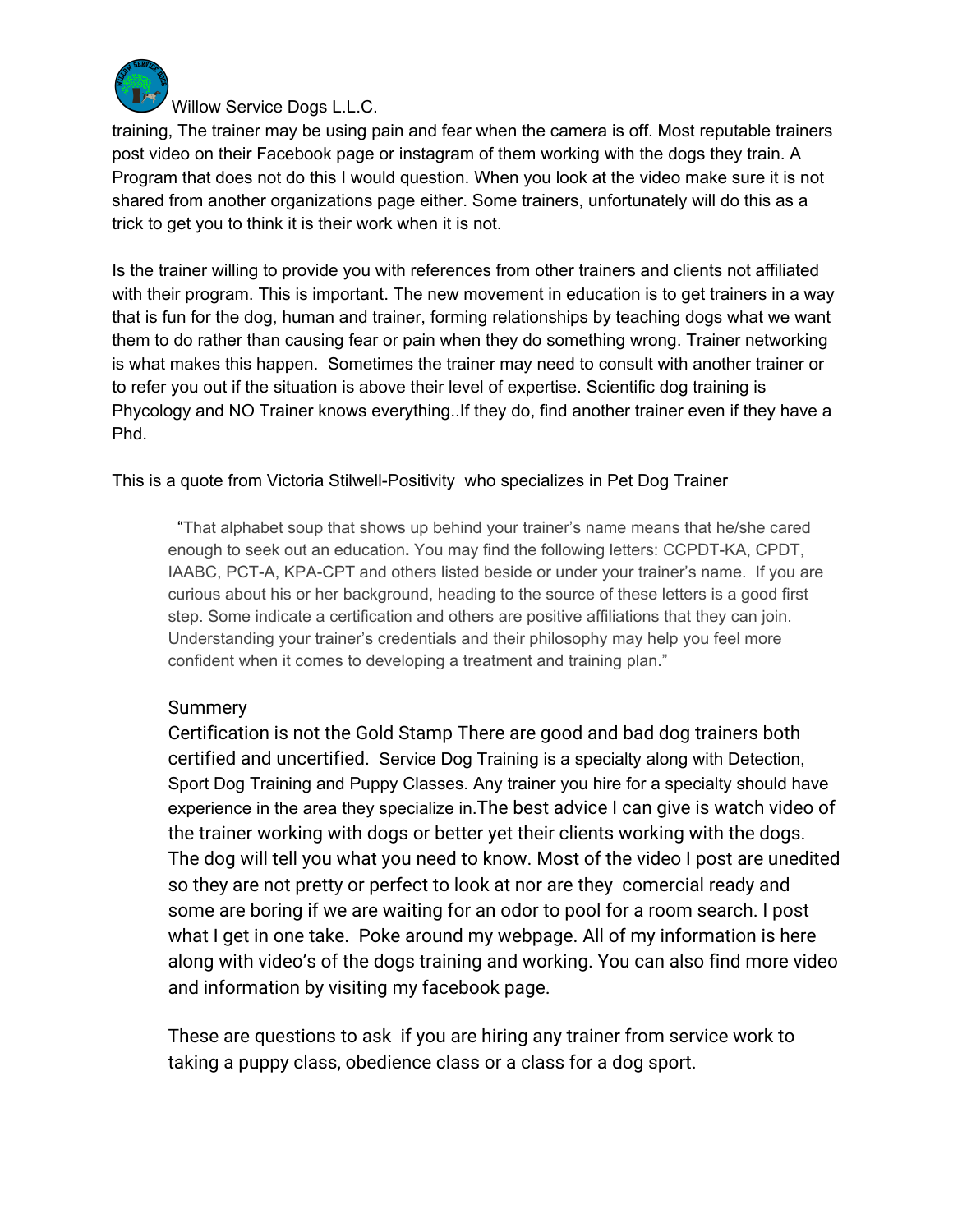training, The trainer may be using pain and fear when the camera is off. Most reputable trainers post video on their Facebook page or instagram of them working with the dogs they train. A Program that does not do this I would question. When you look at the video make sure it is not shared from another organizations page either. Some trainers, unfortunately will do this as a trick to get you to think it is their work when it is not.

Is the trainer willing to provide you with references from other trainers and clients not affiliated with their program. This is important. The new movement in education is to get trainers in a way that is fun for the dog, human and trainer, forming relationships by teaching dogs what we want them to do rather than causing fear or pain when they do something wrong. Trainer networking is what makes this happen. Sometimes the trainer may need to consult with another trainer or to refer you out if the situation is above their level of expertise. Scientific dog training is Phycology and NO Trainer knows everything..If they do, find another trainer even if they have a Phd.

This is a quote from Victoria Stilwell-Positivity who specializes in Pet Dog Trainer

> "That alphabet soup that shows up behind your trainer's name means that he/she cared enough to seek out an education**.** You may find the following letters: CCPDT-KA, CPDT, IAABC, PCT-A, KPA-CPT and others listed beside or under your trainer's name. If you are curious about his or her background, heading to the source of these letters is a good first step. Some indicate a certification and others are positive affiliations that they can join. Understanding your trainer's credentials and their philosophy may help you feel more confident when it comes to developing a treatment and training plan."

Summery

Certification is not the Gold Stamp There are good and bad dog trainers both certified and uncertified. Service Dog Training is a specialty along with Detection, Sport Dog Training and Puppy Classes. Any trainer you hire for a specialty should have experience in the area they specialize in.The best advice I can give is watch video of the trainer working with dogs or better yet their clients working with the dogs. The dog will tell you what you need to know. Most of the video I post are unedited so they are not pretty or perfect to look at nor are they comercial ready and some are boring if we are waiting for an odor to pool for a room search. I post what I get in one take. Poke around my webpage. All of my information is here along with video's of the dogs training and working. You can also find more video and information by visiting my facebook page.

These are questions to ask if you are hiring any trainer from service work to taking a puppy class, obedience class or a class for a dog sport.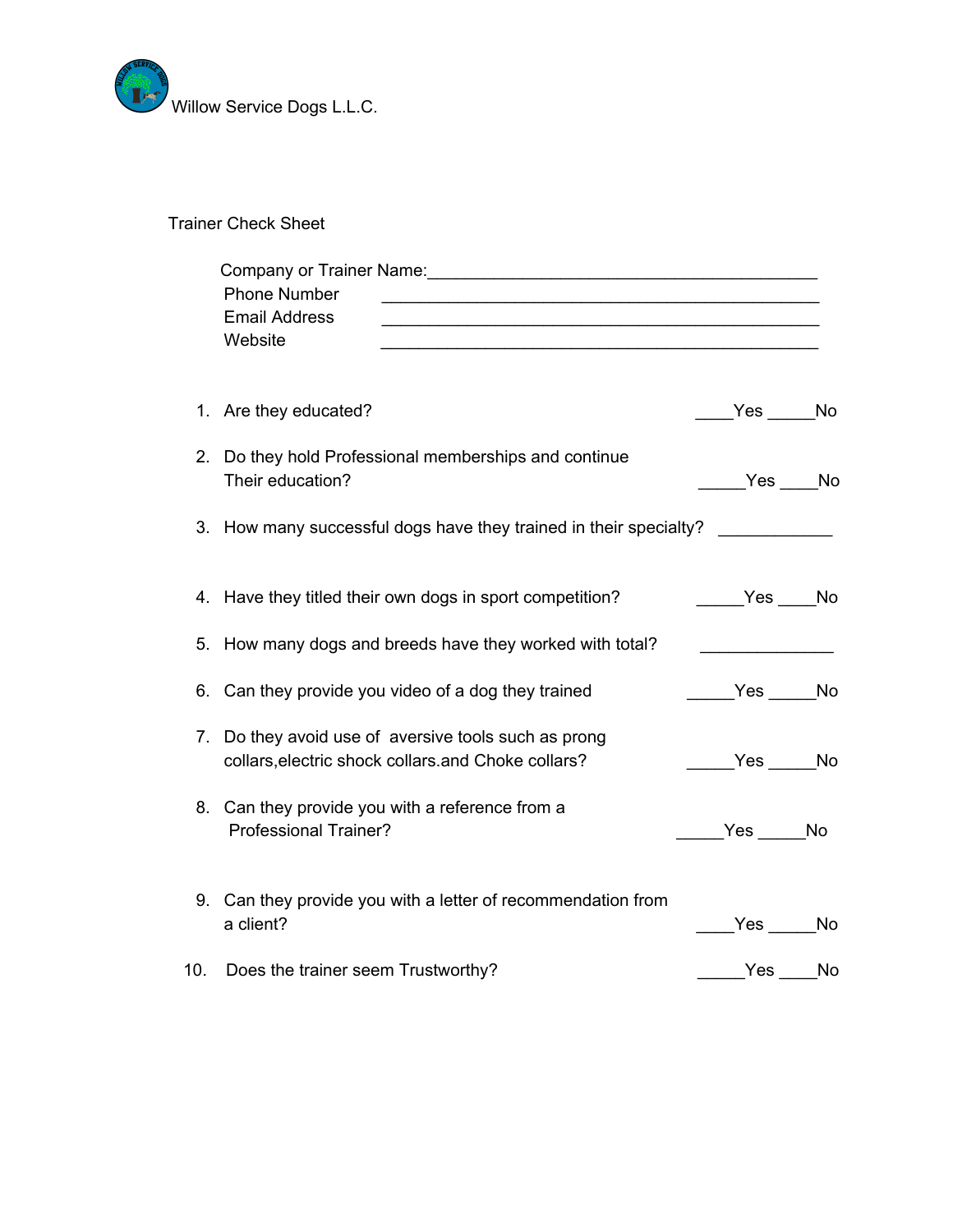Willow Service Dogs L.L.C.

Trainer Check Sheet

Company or Trainer Name:___________________________________________
Phone Number ________________________________________________
Email Address ________________________________________________
Website ________________________________________________

1. Are they educated? ____Yes _____No

2. Do they hold Professional memberships and continue Their education? _____Yes ____No

3. How many successful dogs have they trained in their specialty? ____________

4. Have they titled their own dogs in sport competition? _____Yes ____No

5. How many dogs and breeds have they worked with total? ______________

6. Can they provide you video of a dog they trained _____Yes _____No

7. Do they avoid use of aversive tools such as prong collars,electric shock collars.and Choke collars? _____Yes _____No

8. Can they provide you with a reference from a Professional Trainer? _____Yes _____No

9. Can they provide you with a letter of recommendation from a client? ____Yes _____No

10. Does the trainer seem Trustworthy? _____Yes ____No